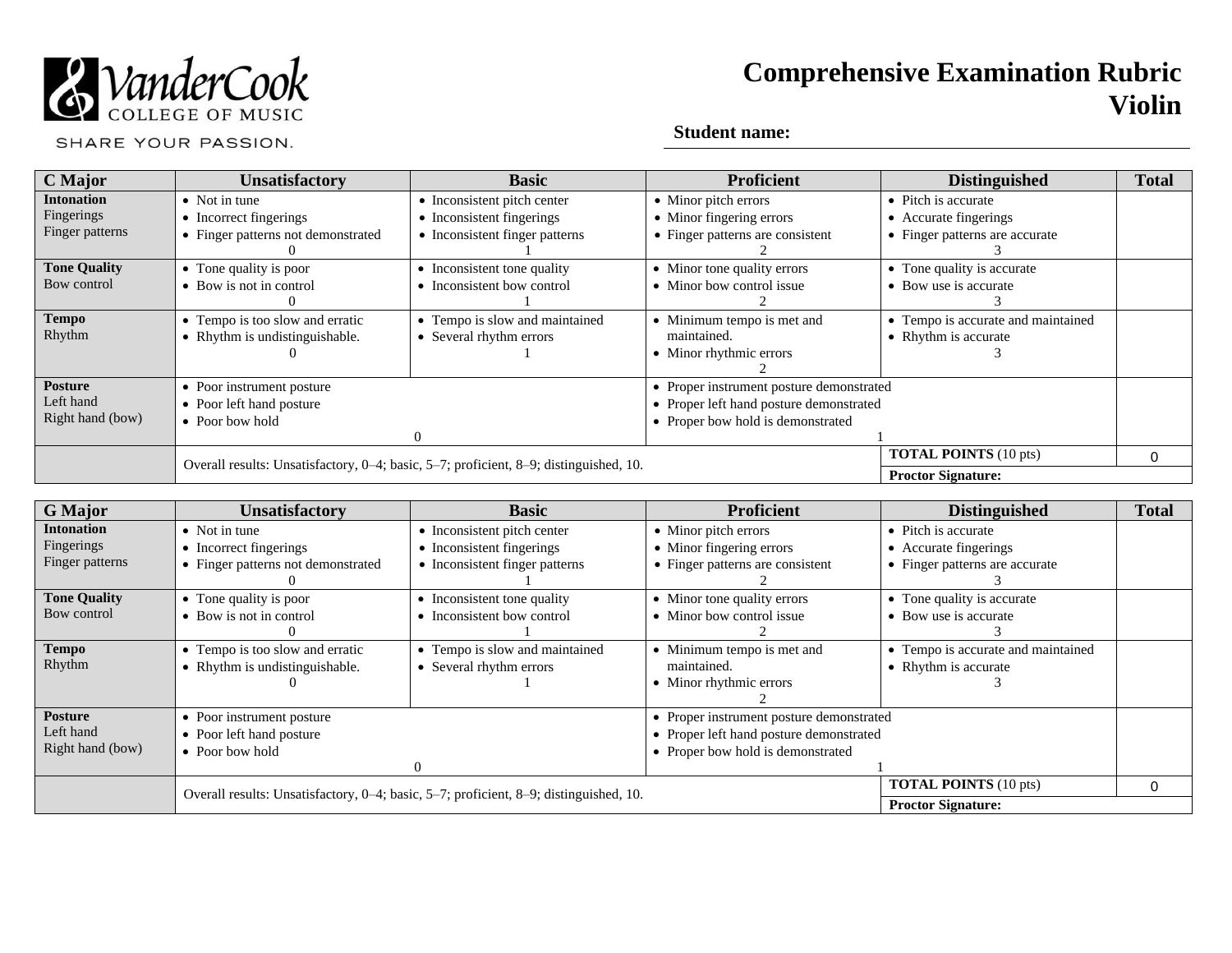VanderCook COLLEGE OF MUSIC

SHARE YOUR PASSION.

# Comprehensive Examination Rubric
# Violin

**Student name:**

| C Major | Unsatisfactory | Basic | Proficient | Distinguished | Total |
|---|---|---|---|---|---|
| **Intonation** Fingerings Finger patterns | • Not in tune • Incorrect fingerings • Finger patterns not demonstrated 0 | • Inconsistent pitch center • Inconsistent fingerings • Inconsistent finger patterns 1 | • Minor pitch errors • Minor fingering errors • Finger patterns are consistent 2 | • Pitch is accurate • Accurate fingerings • Finger patterns are accurate 3 | |
| **Tone Quality** Bow control | • Tone quality is poor • Bow is not in control 0 | • Inconsistent tone quality • Inconsistent bow control 1 | • Minor tone quality errors • Minor bow control issue 2 | • Tone quality is accurate • Bow use is accurate 3 | |
| **Tempo** Rhythm | • Tempo is too slow and erratic • Rhythm is undistinguishable. 0 | • Tempo is slow and maintained • Several rhythm errors 1 | • Minimum tempo is met and maintained. • Minor rhythmic errors 2 | • Tempo is accurate and maintained • Rhythm is accurate 3 | |
| **Posture** Left hand Right hand (bow) | • Poor instrument posture • Poor left hand posture • Poor bow hold 0 | | • Proper instrument posture demonstrated • Proper left hand posture demonstrated • Proper bow hold is demonstrated 1 | | |
| | Overall results: Unsatisfactory, 0–4; basic, 5–7; proficient, 8–9; distinguished, 10. | | | **TOTAL POINTS** (10 pts) | 0 |
| | | | | **Proctor Signature:** | |

| G Major | Unsatisfactory | Basic | Proficient | Distinguished | Total |
|---|---|---|---|---|---|
| **Intonation** Fingerings Finger patterns | • Not in tune • Incorrect fingerings • Finger patterns not demonstrated 0 | • Inconsistent pitch center • Inconsistent fingerings • Inconsistent finger patterns 1 | • Minor pitch errors • Minor fingering errors • Finger patterns are consistent 2 | • Pitch is accurate • Accurate fingerings • Finger patterns are accurate 3 | |
| **Tone Quality** Bow control | • Tone quality is poor • Bow is not in control 0 | • Inconsistent tone quality • Inconsistent bow control 1 | • Minor tone quality errors • Minor bow control issue 2 | • Tone quality is accurate • Bow use is accurate 3 | |
| **Tempo** Rhythm | • Tempo is too slow and erratic • Rhythm is undistinguishable. 0 | • Tempo is slow and maintained • Several rhythm errors 1 | • Minimum tempo is met and maintained. • Minor rhythmic errors 2 | • Tempo is accurate and maintained • Rhythm is accurate 3 | |
| **Posture** Left hand Right hand (bow) | • Poor instrument posture • Poor left hand posture • Poor bow hold 0 | | • Proper instrument posture demonstrated • Proper left hand posture demonstrated • Proper bow hold is demonstrated 1 | | |
| | Overall results: Unsatisfactory, 0–4; basic, 5–7; proficient, 8–9; distinguished, 10. | | | **TOTAL POINTS** (10 pts) | 0 |
| | | | | **Proctor Signature:** | |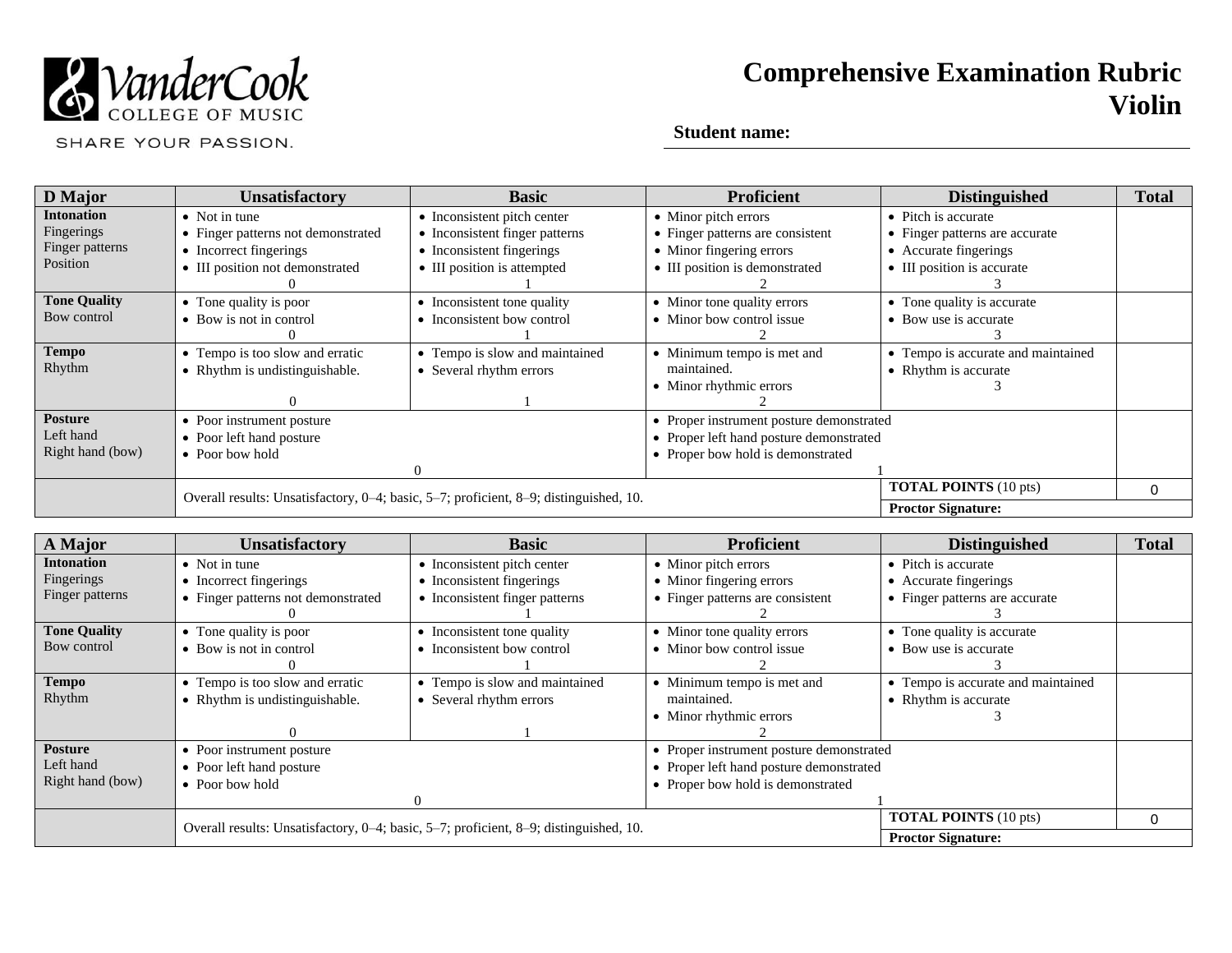VanderCook COLLEGE OF MUSIC

SHARE YOUR PASSION.

# Comprehensive Examination Rubric
# Violin

**Student name:**

| D Major | Unsatisfactory | Basic | Proficient | Distinguished | Total |
|---|---|---|---|---|---|
| **Intonation** Fingerings Finger patterns Position | • Not in tune • Finger patterns not demonstrated • Incorrect fingerings • III position not demonstrated 0 | • Inconsistent pitch center • Inconsistent finger patterns • Inconsistent fingerings • III position is attempted 1 | • Minor pitch errors • Finger patterns are consistent • Minor fingering errors • III position is demonstrated 2 | • Pitch is accurate • Finger patterns are accurate • Accurate fingerings • III position is accurate 3 | |
| **Tone Quality** Bow control | • Tone quality is poor • Bow is not in control 0 | • Inconsistent tone quality • Inconsistent bow control 1 | • Minor tone quality errors • Minor bow control issue 2 | • Tone quality is accurate • Bow use is accurate 3 | |
| **Tempo** Rhythm | • Tempo is too slow and erratic • Rhythm is undistinguishable. 0 | • Tempo is slow and maintained • Several rhythm errors 1 | • Minimum tempo is met and maintained. • Minor rhythmic errors 2 | • Tempo is accurate and maintained • Rhythm is accurate 3 | |
| **Posture** Left hand Right hand (bow) | • Poor instrument posture • Poor left hand posture • Poor bow hold 0 | | • Proper instrument posture demonstrated • Proper left hand posture demonstrated • Proper bow hold is demonstrated 1 | | |
| | Overall results: Unsatisfactory, 0–4; basic, 5–7; proficient, 8–9; distinguished, 10. | | | **TOTAL POINTS** (10 pts) | 0 |
| | | | | **Proctor Signature:** | |

| A Major | Unsatisfactory | Basic | Proficient | Distinguished | Total |
|---|---|---|---|---|---|
| **Intonation** Fingerings Finger patterns | • Not in tune • Incorrect fingerings • Finger patterns not demonstrated 0 | • Inconsistent pitch center • Inconsistent fingerings • Inconsistent finger patterns 1 | • Minor pitch errors • Minor fingering errors • Finger patterns are consistent 2 | • Pitch is accurate • Accurate fingerings • Finger patterns are accurate 3 | |
| **Tone Quality** Bow control | • Tone quality is poor • Bow is not in control 0 | • Inconsistent tone quality • Inconsistent bow control 1 | • Minor tone quality errors • Minor bow control issue 2 | • Tone quality is accurate • Bow use is accurate 3 | |
| **Tempo** Rhythm | • Tempo is too slow and erratic • Rhythm is undistinguishable. 0 | • Tempo is slow and maintained • Several rhythm errors 1 | • Minimum tempo is met and maintained. • Minor rhythmic errors 2 | • Tempo is accurate and maintained • Rhythm is accurate 3 | |
| **Posture** Left hand Right hand (bow) | • Poor instrument posture • Poor left hand posture • Poor bow hold 0 | | • Proper instrument posture demonstrated • Proper left hand posture demonstrated • Proper bow hold is demonstrated 1 | | |
| | Overall results: Unsatisfactory, 0–4; basic, 5–7; proficient, 8–9; distinguished, 10. | | | **TOTAL POINTS** (10 pts) | 0 |
| | | | | **Proctor Signature:** | |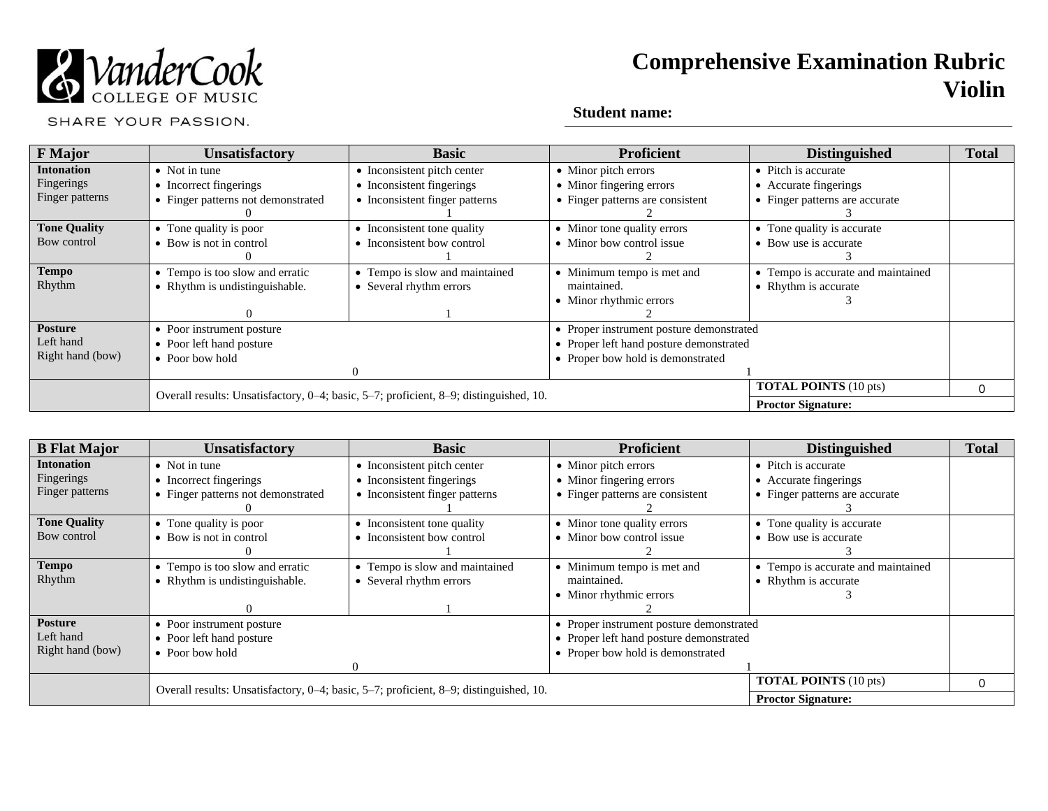VanderCook College of Music

SHARE YOUR PASSION.

# Comprehensive Examination Rubric
# Violin

**Student name:**

| F Major | Unsatisfactory | Basic | Proficient | Distinguished | Total |
|---|---|---|---|---|---|
| **Intonation** Fingerings Finger patterns | • Not in tune • Incorrect fingerings • Finger patterns not demonstrated 0 | • Inconsistent pitch center • Inconsistent fingerings • Inconsistent finger patterns 1 | • Minor pitch errors • Minor fingering errors • Finger patterns are consistent 2 | • Pitch is accurate • Accurate fingerings • Finger patterns are accurate 3 | |
| **Tone Quality** Bow control | • Tone quality is poor • Bow is not in control 0 | • Inconsistent tone quality • Inconsistent bow control 1 | • Minor tone quality errors • Minor bow control issue 2 | • Tone quality is accurate • Bow use is accurate 3 | |
| **Tempo** Rhythm | • Tempo is too slow and erratic • Rhythm is undistinguishable. 0 | • Tempo is slow and maintained • Several rhythm errors 1 | • Minimum tempo is met and maintained. • Minor rhythmic errors 2 | • Tempo is accurate and maintained • Rhythm is accurate 3 | |
| **Posture** Left hand Right hand (bow) | • Poor instrument posture • Poor left hand posture • Poor bow hold 0 | | • Proper instrument posture demonstrated • Proper left hand posture demonstrated • Proper bow hold is demonstrated 1 | | |
| | Overall results: Unsatisfactory, 0–4; basic, 5–7; proficient, 8–9; distinguished, 10. | | | **TOTAL POINTS** (10 pts) | 0 |
| | | | | **Proctor Signature:** | |

| B Flat Major | Unsatisfactory | Basic | Proficient | Distinguished | Total |
|---|---|---|---|---|---|
| **Intonation** Fingerings Finger patterns | • Not in tune • Incorrect fingerings • Finger patterns not demonstrated 0 | • Inconsistent pitch center • Inconsistent fingerings • Inconsistent finger patterns 1 | • Minor pitch errors • Minor fingering errors • Finger patterns are consistent 2 | • Pitch is accurate • Accurate fingerings • Finger patterns are accurate 3 | |
| **Tone Quality** Bow control | • Tone quality is poor • Bow is not in control 0 | • Inconsistent tone quality • Inconsistent bow control 1 | • Minor tone quality errors • Minor bow control issue 2 | • Tone quality is accurate • Bow use is accurate 3 | |
| **Tempo** Rhythm | • Tempo is too slow and erratic • Rhythm is undistinguishable. 0 | • Tempo is slow and maintained • Several rhythm errors 1 | • Minimum tempo is met and maintained. • Minor rhythmic errors 2 | • Tempo is accurate and maintained • Rhythm is accurate 3 | |
| **Posture** Left hand Right hand (bow) | • Poor instrument posture • Poor left hand posture • Poor bow hold 0 | | • Proper instrument posture demonstrated • Proper left hand posture demonstrated • Proper bow hold is demonstrated 1 | | |
| | Overall results: Unsatisfactory, 0–4; basic, 5–7; proficient, 8–9; distinguished, 10. | | | **TOTAL POINTS** (10 pts) | 0 |
| | | | | **Proctor Signature:** | |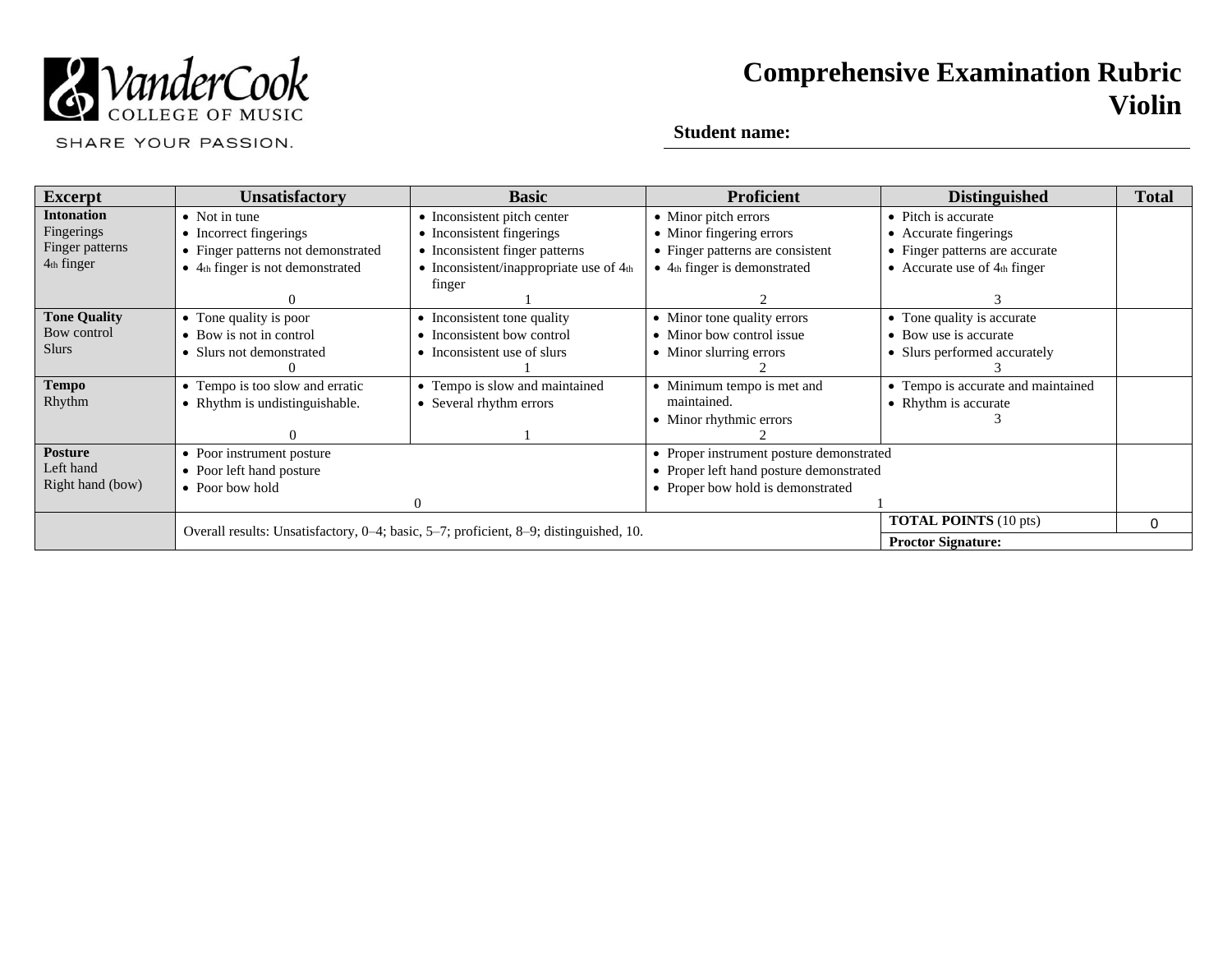VanderCook COLLEGE OF MUSIC

SHARE YOUR PASSION.

# Comprehensive Examination Rubric
# Violin

**Student name:**

| Excerpt | Unsatisfactory | Basic | Proficient | Distinguished | Total |
|---|---|---|---|---|---|
| **Intonation**<br>Fingerings<br>Finger patterns<br>4th finger | • Not in tune<br>• Incorrect fingerings<br>• Finger patterns not demonstrated<br>• 4th finger is not demonstrated<br>0 | • Inconsistent pitch center<br>• Inconsistent fingerings<br>• Inconsistent finger patterns<br>• Inconsistent/inappropriate use of 4th finger<br>1 | • Minor pitch errors<br>• Minor fingering errors<br>• Finger patterns are consistent<br>• 4th finger is demonstrated<br>2 | • Pitch is accurate<br>• Accurate fingerings<br>• Finger patterns are accurate<br>• Accurate use of 4th finger<br>3 | |
| **Tone Quality**<br>Bow control<br>Slurs | • Tone quality is poor<br>• Bow is not in control<br>• Slurs not demonstrated<br>0 | • Inconsistent tone quality<br>• Inconsistent bow control<br>• Inconsistent use of slurs<br>1 | • Minor tone quality errors<br>• Minor bow control issue<br>• Minor slurring errors<br>2 | • Tone quality is accurate<br>• Bow use is accurate<br>• Slurs performed accurately<br>3 | |
| **Tempo**<br>Rhythm | • Tempo is too slow and erratic<br>• Rhythm is undistinguishable.<br>0 | • Tempo is slow and maintained<br>• Several rhythm errors<br>1 | • Minimum tempo is met and maintained.<br>• Minor rhythmic errors<br>2 | • Tempo is accurate and maintained<br>• Rhythm is accurate<br>3 | |
| **Posture**<br>Left hand<br>Right hand (bow) | • Poor instrument posture<br>• Poor left hand posture<br>• Poor bow hold<br>0 | | • Proper instrument posture demonstrated<br>• Proper left hand posture demonstrated<br>• Proper bow hold is demonstrated<br>1 | | |
| | Overall results: Unsatisfactory, 0–4; basic, 5–7; proficient, 8–9; distinguished, 10. | | | **TOTAL POINTS** (10 pts) | 0 |
| | | | | **Proctor Signature:** | |